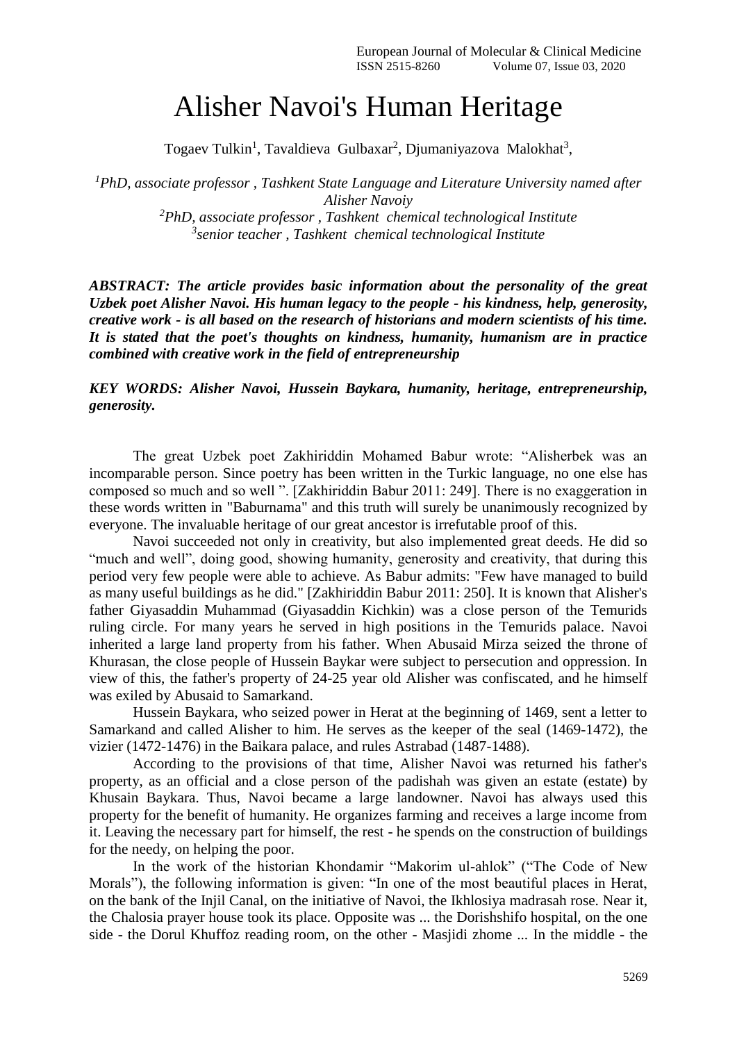# Alisher Navoi's Human Heritage

Togaev Tulkin[1], Tavaldieva Gulbaxar[2], Djumaniyazova Malokhat[3],

*[1]PhD, associate professor , Tashkent State Language and Literature University named after Alisher Navoiy*
*[2]PhD, associate professor , Tashkent chemical technological Institute*
*[3]senior teacher , Tashkent chemical technological Institute*

***ABSTRACT: The article provides basic information about the personality of the great Uzbek poet Alisher Navoi. His human legacy to the people - his kindness, help, generosity, creative work - is all based on the research of historians and modern scientists of his time. It is stated that the poet's thoughts on kindness, humanity, humanism are in practice combined with creative work in the field of entrepreneurship***

***KEY WORDS: Alisher Navoi, Hussein Baykara, humanity, heritage, entrepreneurship, generosity.***

The great Uzbek poet Zakhiriddin Mohamed Babur wrote: "Alisherbek was an incomparable person. Since poetry has been written in the Turkic language, no one else has composed so much and so well ". [Zakhiriddin Babur 2011: 249]. There is no exaggeration in these words written in "Baburnama" and this truth will surely be unanimously recognized by everyone. The invaluable heritage of our great ancestor is irrefutable proof of this.

Navoi succeeded not only in creativity, but also implemented great deeds. He did so "much and well", doing good, showing humanity, generosity and creativity, that during this period very few people were able to achieve. As Babur admits: "Few have managed to build as many useful buildings as he did." [Zakhiriddin Babur 2011: 250]. It is known that Alisher's father Giyasaddin Muhammad (Giyasaddin Kichkin) was a close person of the Temurids ruling circle. For many years he served in high positions in the Temurids palace. Navoi inherited a large land property from his father. When Abusaid Mirza seized the throne of Khurasan, the close people of Hussein Baykar were subject to persecution and oppression. In view of this, the father's property of 24-25 year old Alisher was confiscated, and he himself was exiled by Abusaid to Samarkand.

Hussein Baykara, who seized power in Herat at the beginning of 1469, sent a letter to Samarkand and called Alisher to him. He serves as the keeper of the seal (1469-1472), the vizier (1472-1476) in the Baikara palace, and rules Astrabad (1487-1488).

According to the provisions of that time, Alisher Navoi was returned his father's property, as an official and a close person of the padishah was given an estate (estate) by Khusain Baykara. Thus, Navoi became a large landowner. Navoi has always used this property for the benefit of humanity. He organizes farming and receives a large income from it. Leaving the necessary part for himself, the rest - he spends on the construction of buildings for the needy, on helping the poor.

In the work of the historian Khondamir "Makorim ul-ahlok" ("The Code of New Morals"), the following information is given: "In one of the most beautiful places in Herat, on the bank of the Injil Canal, on the initiative of Navoi, the Ikhlosiya madrasah rose. Near it, the Chalosia prayer house took its place. Opposite was ... the Dorishshifo hospital, on the one side - the Dorul Khuffoz reading room, on the other - Masjidi zhome ... In the middle - the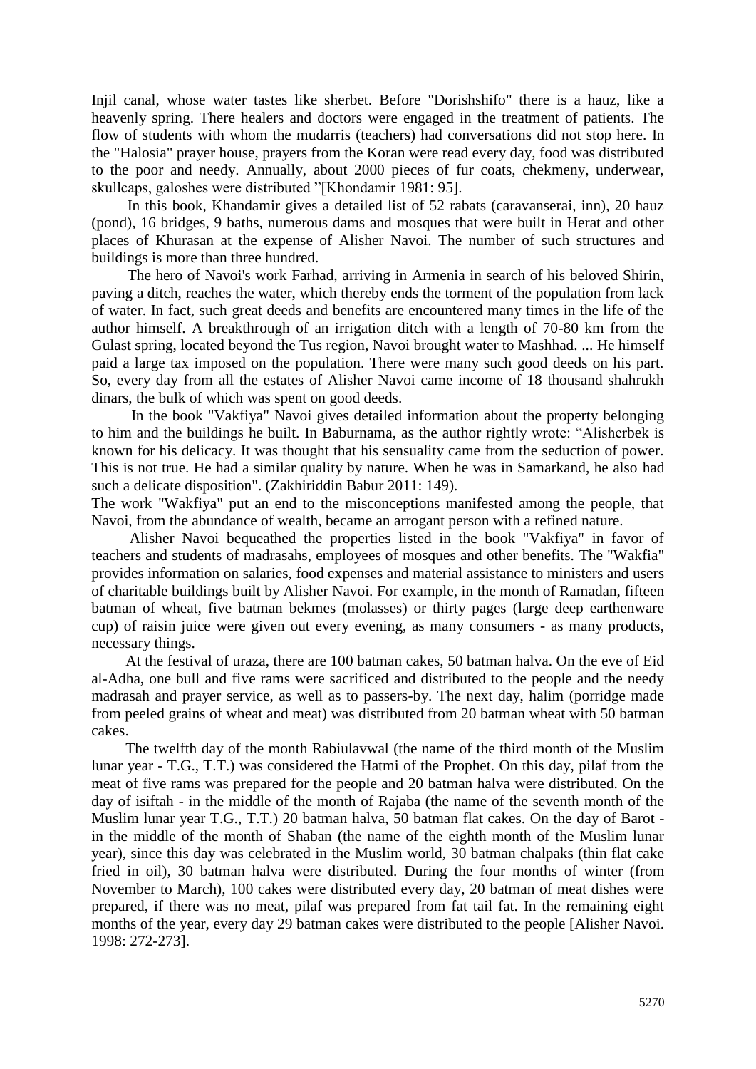Injil canal, whose water tastes like sherbet. Before "Dorishshifo" there is a hauz, like a heavenly spring. There healers and doctors were engaged in the treatment of patients. The flow of students with whom the mudarris (teachers) had conversations did not stop here. In the "Halosia" prayer house, prayers from the Koran were read every day, food was distributed to the poor and needy. Annually, about 2000 pieces of fur coats, chekmeny, underwear, skullcaps, galoshes were distributed "[Khondamir 1981: 95].

In this book, Khandamir gives a detailed list of 52 rabats (caravanserai, inn), 20 hauz (pond), 16 bridges, 9 baths, numerous dams and mosques that were built in Herat and other places of Khurasan at the expense of Alisher Navoi. The number of such structures and buildings is more than three hundred.

The hero of Navoi's work Farhad, arriving in Armenia in search of his beloved Shirin, paving a ditch, reaches the water, which thereby ends the torment of the population from lack of water. In fact, such great deeds and benefits are encountered many times in the life of the author himself. A breakthrough of an irrigation ditch with a length of 70-80 km from the Gulast spring, located beyond the Tus region, Navoi brought water to Mashhad. ... He himself paid a large tax imposed on the population. There were many such good deeds on his part. So, every day from all the estates of Alisher Navoi came income of 18 thousand shahrukh dinars, the bulk of which was spent on good deeds.

In the book "Vakfiya" Navoi gives detailed information about the property belonging to him and the buildings he built. In Baburnama, as the author rightly wrote: "Alisherbek is known for his delicacy. It was thought that his sensuality came from the seduction of power. This is not true. He had a similar quality by nature. When he was in Samarkand, he also had such a delicate disposition". (Zakhiriddin Babur 2011: 149).

The work "Wakfiya" put an end to the misconceptions manifested among the people, that Navoi, from the abundance of wealth, became an arrogant person with a refined nature.

Alisher Navoi bequeathed the properties listed in the book "Vakfiya" in favor of teachers and students of madrasahs, employees of mosques and other benefits. The "Wakfia" provides information on salaries, food expenses and material assistance to ministers and users of charitable buildings built by Alisher Navoi. For example, in the month of Ramadan, fifteen batman of wheat, five batman bekmes (molasses) or thirty pages (large deep earthenware cup) of raisin juice were given out every evening, as many consumers - as many products, necessary things.

At the festival of uraza, there are 100 batman cakes, 50 batman halva. On the eve of Eid al-Adha, one bull and five rams were sacrificed and distributed to the people and the needy madrasah and prayer service, as well as to passers-by. The next day, halim (porridge made from peeled grains of wheat and meat) was distributed from 20 batman wheat with 50 batman cakes.

The twelfth day of the month Rabiulavwal (the name of the third month of the Muslim lunar year - T.G., T.T.) was considered the Hatmi of the Prophet. On this day, pilaf from the meat of five rams was prepared for the people and 20 batman halva were distributed. On the day of isiftah - in the middle of the month of Rajaba (the name of the seventh month of the Muslim lunar year T.G., T.T.) 20 batman halva, 50 batman flat cakes. On the day of Barot - in the middle of the month of Shaban (the name of the eighth month of the Muslim lunar year), since this day was celebrated in the Muslim world, 30 batman chalpaks (thin flat cake fried in oil), 30 batman halva were distributed. During the four months of winter (from November to March), 100 cakes were distributed every day, 20 batman of meat dishes were prepared, if there was no meat, pilaf was prepared from fat tail fat. In the remaining eight months of the year, every day 29 batman cakes were distributed to the people [Alisher Navoi. 1998: 272-273].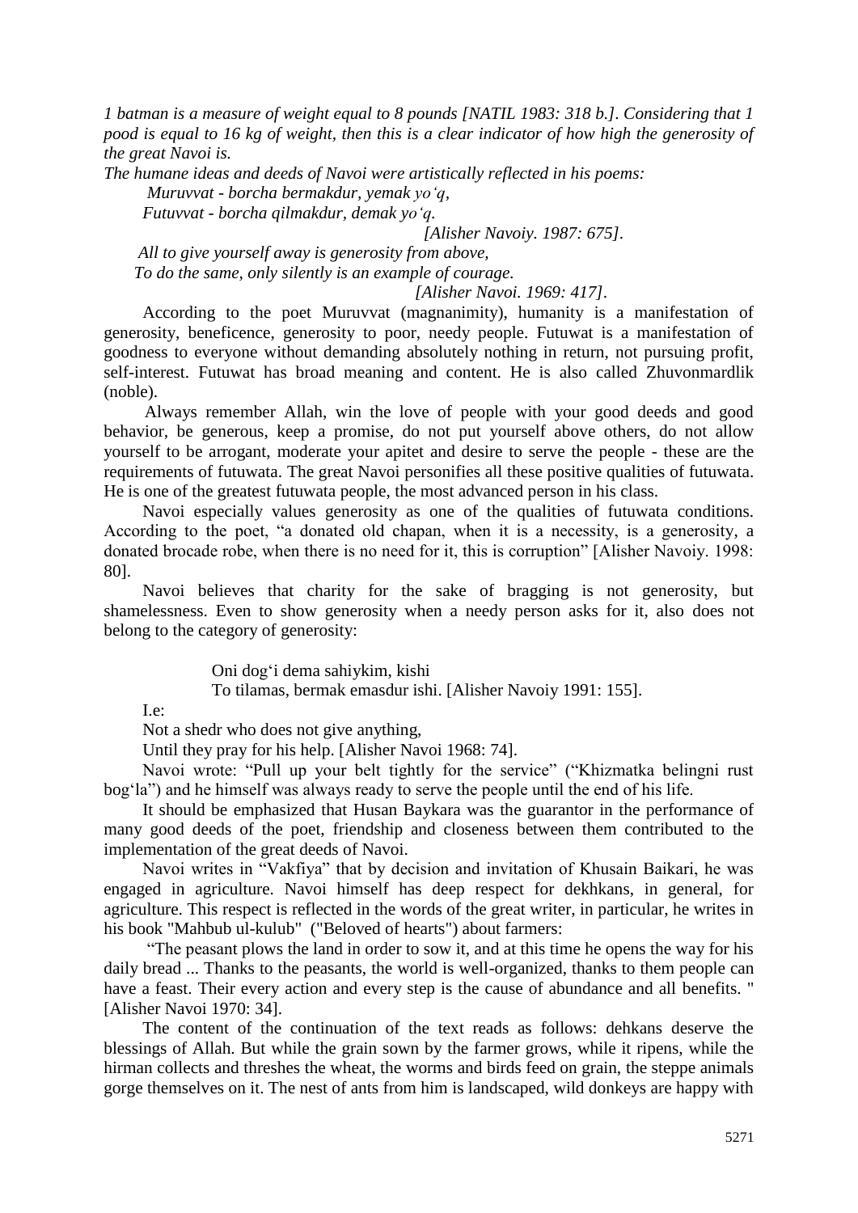*1 batman is a measure of weight equal to 8 pounds [NATIL 1983: 318 b.]. Considering that 1 pood is equal to 16 kg of weight, then this is a clear indicator of how high the generosity of the great Navoi is.*

*The humane ideas and deeds of Navoi were artistically reflected in his poems:*

*Muruvvat - borcha bermakdur, yemak yoʻq,*
*Futuvvat - borcha qilmakdur, demak yoʻq.*

*[Alisher Navoiy. 1987: 675].*

*All to give yourself away is generosity from above,*
*To do the same, only silently is an example of courage.*

*[Alisher Navoi. 1969: 417].*

According to the poet Muruvvat (magnanimity), humanity is a manifestation of generosity, beneficence, generosity to poor, needy people. Futuwat is a manifestation of goodness to everyone without demanding absolutely nothing in return, not pursuing profit, self-interest. Futuwat has broad meaning and content. He is also called Zhuvonmardlik (noble).

Always remember Allah, win the love of people with your good deeds and good behavior, be generous, keep a promise, do not put yourself above others, do not allow yourself to be arrogant, moderate your apitet and desire to serve the people - these are the requirements of futuwata. The great Navoi personifies all these positive qualities of futuwata. He is one of the greatest futuwata people, the most advanced person in his class.

Navoi especially values generosity as one of the qualities of futuwata conditions. According to the poet, "a donated old chapan, when it is a necessity, is a generosity, a donated brocade robe, when there is no need for it, this is corruption" [Alisher Navoiy. 1998: 80].

Navoi believes that charity for the sake of bragging is not generosity, but shamelessness. Even to show generosity when a needy person asks for it, also does not belong to the category of generosity:

Oni dogʻi dema sahiykim, kishi
To tilamas, bermak emasdur ishi. [Alisher Navoiy 1991: 155].

I.e:

Not a shedr who does not give anything,
Until they pray for his help. [Alisher Navoi 1968: 74].

Navoi wrote: "Pull up your belt tightly for the service" ("Khizmatka belingni rust bogʻla") and he himself was always ready to serve the people until the end of his life.

It should be emphasized that Husan Baykara was the guarantor in the performance of many good deeds of the poet, friendship and closeness between them contributed to the implementation of the great deeds of Navoi.

Navoi writes in "Vakfiya" that by decision and invitation of Khusain Baikari, he was engaged in agriculture. Navoi himself has deep respect for dekhkans, in general, for agriculture. This respect is reflected in the words of the great writer, in particular, he writes in his book "Mahbub ul-kulub" ("Beloved of hearts") about farmers:

"The peasant plows the land in order to sow it, and at this time he opens the way for his daily bread ... Thanks to the peasants, the world is well-organized, thanks to them people can have a feast. Their every action and every step is the cause of abundance and all benefits. " [Alisher Navoi 1970: 34].

The content of the continuation of the text reads as follows: dehkans deserve the blessings of Allah. But while the grain sown by the farmer grows, while it ripens, while the hirman collects and threshes the wheat, the worms and birds feed on grain, the steppe animals gorge themselves on it. The nest of ants from him is landscaped, wild donkeys are happy with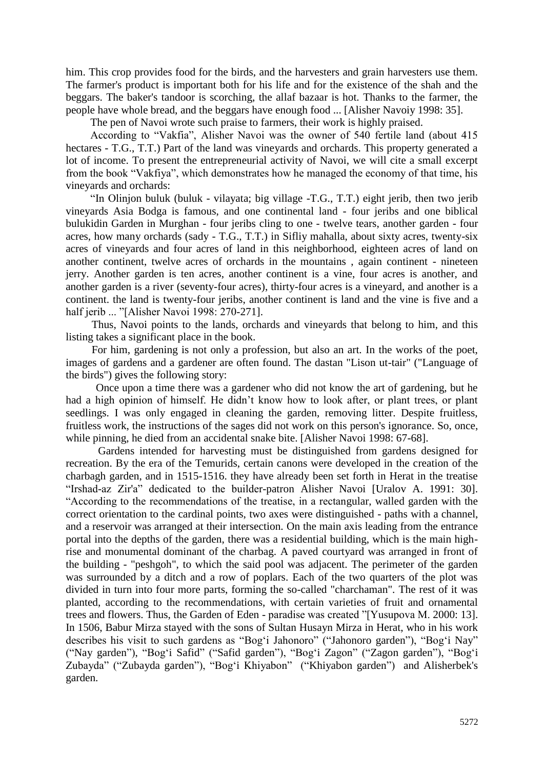him. This crop provides food for the birds, and the harvesters and grain harvesters use them. The farmer's product is important both for his life and for the existence of the shah and the beggars. The baker's tandoor is scorching, the allaf bazaar is hot. Thanks to the farmer, the people have whole bread, and the beggars have enough food ... [Alisher Navoiy 1998: 35].

The pen of Navoi wrote such praise to farmers, their work is highly praised.

According to "Vakfia", Alisher Navoi was the owner of 540 fertile land (about 415 hectares - T.G., T.T.) Part of the land was vineyards and orchards. This property generated a lot of income. To present the entrepreneurial activity of Navoi, we will cite a small excerpt from the book "Vakfiya", which demonstrates how he managed the economy of that time, his vineyards and orchards:

"In Olinjon buluk (buluk - vilayata; big village -T.G., T.T.) eight jerib, then two jerib vineyards Asia Bodga is famous, and one continental land - four jeribs and one biblical bulukidin Garden in Murghan - four jeribs cling to one - twelve tears, another garden - four acres, how many orchards (sady - T.G., T.T.) in Sifliy mahalla, about sixty acres, twenty-six acres of vineyards and four acres of land in this neighborhood, eighteen acres of land on another continent, twelve acres of orchards in the mountains , again continent - nineteen jerry. Another garden is ten acres, another continent is a vine, four acres is another, and another garden is a river (seventy-four acres), thirty-four acres is a vineyard, and another is a continent. the land is twenty-four jeribs, another continent is land and the vine is five and a half jerib ... "[Alisher Navoi 1998: 270-271].

Thus, Navoi points to the lands, orchards and vineyards that belong to him, and this listing takes a significant place in the book.

For him, gardening is not only a profession, but also an art. In the works of the poet, images of gardens and a gardener are often found. The dastan "Lison ut-tair" ("Language of the birds") gives the following story:

Once upon a time there was a gardener who did not know the art of gardening, but he had a high opinion of himself. He didn't know how to look after, or plant trees, or plant seedlings. I was only engaged in cleaning the garden, removing litter. Despite fruitless, fruitless work, the instructions of the sages did not work on this person's ignorance. So, once, while pinning, he died from an accidental snake bite. [Alisher Navoi 1998: 67-68].

Gardens intended for harvesting must be distinguished from gardens designed for recreation. By the era of the Temurids, certain canons were developed in the creation of the charbagh garden, and in 1515-1516. they have already been set forth in Herat in the treatise "Irshad-az Zir'a" dedicated to the builder-patron Alisher Navoi [Uralov A. 1991: 30]. "According to the recommendations of the treatise, in a rectangular, walled garden with the correct orientation to the cardinal points, two axes were distinguished - paths with a channel, and a reservoir was arranged at their intersection. On the main axis leading from the entrance portal into the depths of the garden, there was a residential building, which is the main high-rise and monumental dominant of the charbag. A paved courtyard was arranged in front of the building - "peshgoh", to which the said pool was adjacent. The perimeter of the garden was surrounded by a ditch and a row of poplars. Each of the two quarters of the plot was divided in turn into four more parts, forming the so-called "charchaman". The rest of it was planted, according to the recommendations, with certain varieties of fruit and ornamental trees and flowers. Thus, the Garden of Eden - paradise was created "[Yusupova M. 2000: 13]. In 1506, Babur Mirza stayed with the sons of Sultan Husayn Mirza in Herat, who in his work describes his visit to such gardens as "Bog'i Jahonoro" ("Jahonoro garden"), "Bog'i Nay" ("Nay garden"), "Bog'i Safid" ("Safid garden"), "Bog'i Zagon" ("Zagon garden"), "Bog'i Zubayda" ("Zubayda garden"), "Bog'i Khiyabon" ("Khiyabon garden") and Alisherbek's garden.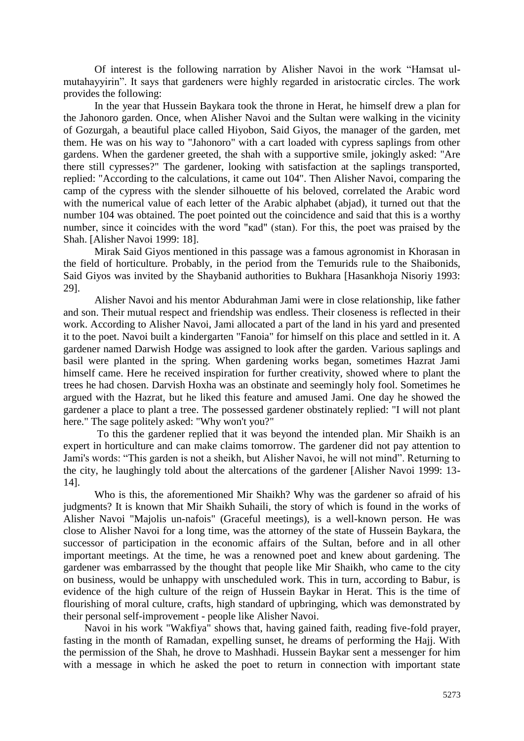Of interest is the following narration by Alisher Navoi in the work "Hamsat ul-mutahayyirin". It says that gardeners were highly regarded in aristocratic circles. The work provides the following:

In the year that Hussein Baykara took the throne in Herat, he himself drew a plan for the Jahonoro garden. Once, when Alisher Navoi and the Sultan were walking in the vicinity of Gozurgah, a beautiful place called Hiyobon, Said Giyos, the manager of the garden, met them. He was on his way to "Jahonoro" with a cart loaded with cypress saplings from other gardens. When the gardener greeted, the shah with a supportive smile, jokingly asked: "Are there still cypresses?" The gardener, looking with satisfaction at the saplings transported, replied: "According to the calculations, it came out 104". Then Alisher Navoi, comparing the camp of the cypress with the slender silhouette of his beloved, correlated the Arabic word with the numerical value of each letter of the Arabic alphabet (abjad), it turned out that the number 104 was obtained. The poet pointed out the coincidence and said that this is a worthy number, since it coincides with the word "қad" (stan). For this, the poet was praised by the Shah. [Alisher Navoi 1999: 18].

Mirak Said Giyos mentioned in this passage was a famous agronomist in Khorasan in the field of horticulture. Probably, in the period from the Temurids rule to the Shaibonids, Said Giyos was invited by the Shaybanid authorities to Bukhara [Hasankhoja Nisoriy 1993: 29].

Alisher Navoi and his mentor Abdurahman Jami were in close relationship, like father and son. Their mutual respect and friendship was endless. Their closeness is reflected in their work. According to Alisher Navoi, Jami allocated a part of the land in his yard and presented it to the poet. Navoi built a kindergarten "Fanoia" for himself on this place and settled in it. A gardener named Darwish Hodge was assigned to look after the garden. Various saplings and basil were planted in the spring. When gardening works began, sometimes Hazrat Jami himself came. Here he received inspiration for further creativity, showed where to plant the trees he had chosen. Darvish Hoxha was an obstinate and seemingly holy fool. Sometimes he argued with the Hazrat, but he liked this feature and amused Jami. One day he showed the gardener a place to plant a tree. The possessed gardener obstinately replied: "I will not plant here." The sage politely asked: "Why won't you?"

To this the gardener replied that it was beyond the intended plan. Mir Shaikh is an expert in horticulture and can make claims tomorrow. The gardener did not pay attention to Jami's words: "This garden is not a sheikh, but Alisher Navoi, he will not mind". Returning to the city, he laughingly told about the altercations of the gardener [Alisher Navoi 1999: 13-14].

Who is this, the aforementioned Mir Shaikh? Why was the gardener so afraid of his judgments? It is known that Mir Shaikh Suhaili, the story of which is found in the works of Alisher Navoi "Majolis un-nafois" (Graceful meetings), is a well-known person. He was close to Alisher Navoi for a long time, was the attorney of the state of Hussein Baykara, the successor of participation in the economic affairs of the Sultan, before and in all other important meetings. At the time, he was a renowned poet and knew about gardening. The gardener was embarrassed by the thought that people like Mir Shaikh, who came to the city on business, would be unhappy with unscheduled work. This in turn, according to Babur, is evidence of the high culture of the reign of Hussein Baykar in Herat. This is the time of flourishing of moral culture, crafts, high standard of upbringing, which was demonstrated by their personal self-improvement - people like Alisher Navoi.

Navoi in his work "Wakfiya" shows that, having gained faith, reading five-fold prayer, fasting in the month of Ramadan, expelling sunset, he dreams of performing the Hajj. With the permission of the Shah, he drove to Mashhadi. Hussein Baykar sent a messenger for him with a message in which he asked the poet to return in connection with important state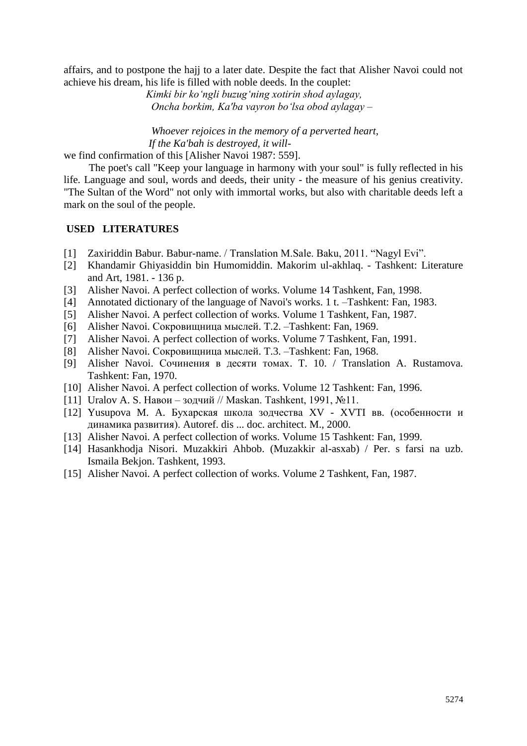affairs, and to postpone the hajj to a later date. Despite the fact that Alisher Navoi could not achieve his dream, his life is filled with noble deeds. In the couplet:

*Kimki bir ko'ngli buzug'ning xotirin shod aylagay,*
*Oncha borkim, Ka'ba vayron bo'lsa obod aylagay –*

*Whoever rejoices in the memory of a perverted heart,*
*If the Ka'bah is destroyed, it will-*

we find confirmation of this [Alisher Navoi 1987: 559].

The poet's call "Keep your language in harmony with your soul" is fully reflected in his life. Language and soul, words and deeds, their unity - the measure of his genius creativity. "The Sultan of the Word" not only with immortal works, but also with charitable deeds left a mark on the soul of the people.

## USED LITERATURES

[1] Zaxiriddin Babur. Babur-name. / Translation M.Sale. Baku, 2011. "Nagyl Evi".
[2] Khandamir Ghiyasiddin bin Humomiddin. Makorim ul-akhlaq. - Tashkent: Literature and Art, 1981. - 136 p.
[3] Alisher Navoi. A perfect collection of works. Volume 14 Tashkent, Fan, 1998.
[4] Annotated dictionary of the language of Navoi's works. 1 t. –Tashkent: Fan, 1983.
[5] Alisher Navoi. A perfect collection of works. Volume 1 Tashkent, Fan, 1987.
[6] Alisher Navoi. Сокровищница мыслей. Т.2. –Tashkent: Fan, 1969.
[7] Alisher Navoi. A perfect collection of works. Volume 7 Tashkent, Fan, 1991.
[8] Alisher Navoi. Сокровищница мыслей. Т.3. –Tashkent: Fan, 1968.
[9] Alisher Navoi. Сочинения в десяти томах. Т. 10. / Translation A. Rustamova. Tashkent: Fan, 1970.
[10] Alisher Navoi. A perfect collection of works. Volume 12 Tashkent: Fan, 1996.
[11] Uralov A. S. Навои – зодчий // Maskan. Tashkent, 1991, №11.
[12] Yusupova M. A. Бухарская школа зодчества XV - XVTI вв. (особенности и динамика развития). Autoref. dis ... doc. architect. M., 2000.
[13] Alisher Navoi. A perfect collection of works. Volume 15 Tashkent: Fan, 1999.
[14] Hasankhodja Nisori. Muzakkiri Ahbob. (Muzakkir al-asxab) / Per. s farsi na uzb. Ismaila Bekjon. Tashkent, 1993.
[15] Alisher Navoi. A perfect collection of works. Volume 2 Tashkent, Fan, 1987.